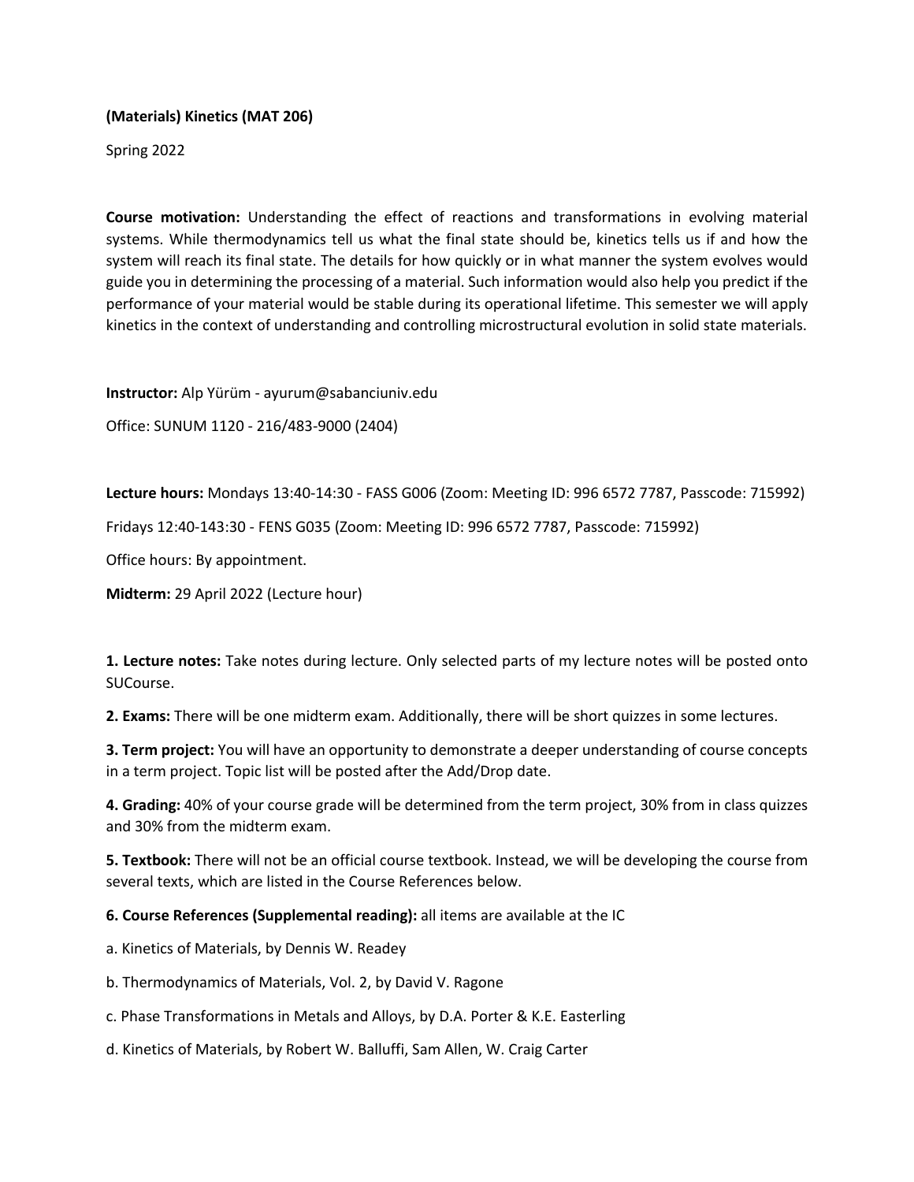**(Materials) Kinetics (MAT 206)**

Spring 2022

**Course motivation:** Understanding the effect of reactions and transformations in evolving material systems. While thermodynamics tell us what the final state should be, kinetics tells us if and how the system will reach its final state. The details for how quickly or in what manner the system evolves would guide you in determining the processing of a material. Such information would also help you predict if the performance of your material would be stable during its operational lifetime. This semester we will apply kinetics in the context of understanding and controlling microstructural evolution in solid state materials.

**Instructor:** Alp Yürüm - ayurum@sabanciuniv.edu

Office: SUNUM 1120 - 216/483-9000 (2404)

**Lecture hours:** Mondays 13:40-14:30 - FASS G006 (Zoom: Meeting ID: 996 6572 7787, Passcode: 715992)

Fridays 12:40-143:30 - FENS G035 (Zoom: Meeting ID: 996 6572 7787, Passcode: 715992)

Office hours: By appointment.

**Midterm:** 29 April 2022 (Lecture hour)

**1. Lecture notes:** Take notes during lecture. Only selected parts of my lecture notes will be posted onto SUCourse.

**2. Exams:** There will be one midterm exam. Additionally, there will be short quizzes in some lectures.

**3. Term project:** You will have an opportunity to demonstrate a deeper understanding of course concepts in a term project. Topic list will be posted after the Add/Drop date.

**4. Grading:** 40% of your course grade will be determined from the term project, 30% from in class quizzes and 30% from the midterm exam.

**5. Textbook:** There will not be an official course textbook. Instead, we will be developing the course from several texts, which are listed in the Course References below.

**6. Course References (Supplemental reading):** all items are available at the IC

a. Kinetics of Materials, by Dennis W. Readey

b. Thermodynamics of Materials, Vol. 2, by David V. Ragone

c. Phase Transformations in Metals and Alloys, by D.A. Porter & K.E. Easterling

d. Kinetics of Materials, by Robert W. Balluffi, Sam Allen, W. Craig Carter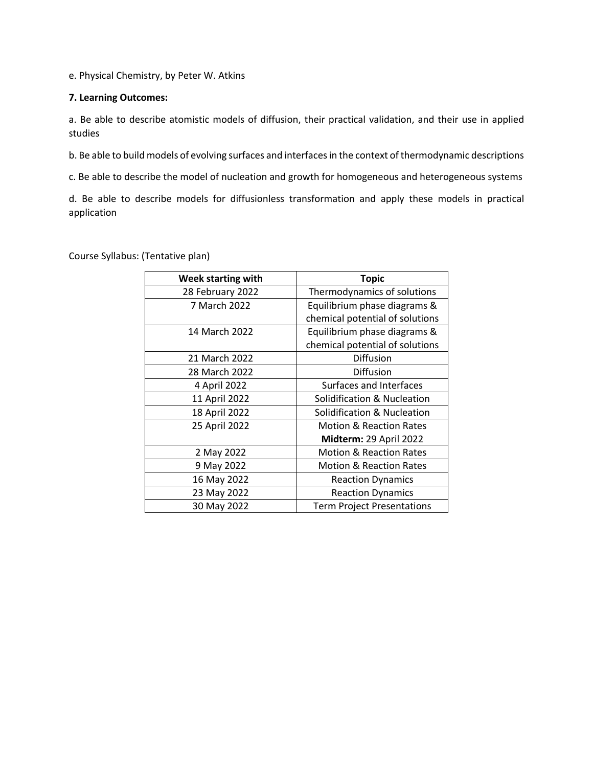e. Physical Chemistry, by Peter W. Atkins

**7. Learning Outcomes:**

a. Be able to describe atomistic models of diffusion, their practical validation, and their use in applied studies

b. Be able to build models of evolving surfaces and interfaces in the context of thermodynamic descriptions

c. Be able to describe the model of nucleation and growth for homogeneous and heterogeneous systems

d. Be able to describe models for diffusionless transformation and apply these models in practical application

Course Syllabus: (Tentative plan)

| Week starting with | Topic |
|---|---|
| 28 February 2022 | Thermodynamics of solutions |
| 7 March 2022 | Equilibrium phase diagrams & chemical potential of solutions |
| 14 March 2022 | Equilibrium phase diagrams & chemical potential of solutions |
| 21 March 2022 | Diffusion |
| 28 March 2022 | Diffusion |
| 4 April 2022 | Surfaces and Interfaces |
| 11 April 2022 | Solidification & Nucleation |
| 18 April 2022 | Solidification & Nucleation |
| 25 April 2022 | Motion & Reaction Rates **Midterm:** 29 April 2022 |
| 2 May 2022 | Motion & Reaction Rates |
| 9 May 2022 | Motion & Reaction Rates |
| 16 May 2022 | Reaction Dynamics |
| 23 May 2022 | Reaction Dynamics |
| 30 May 2022 | Term Project Presentations |